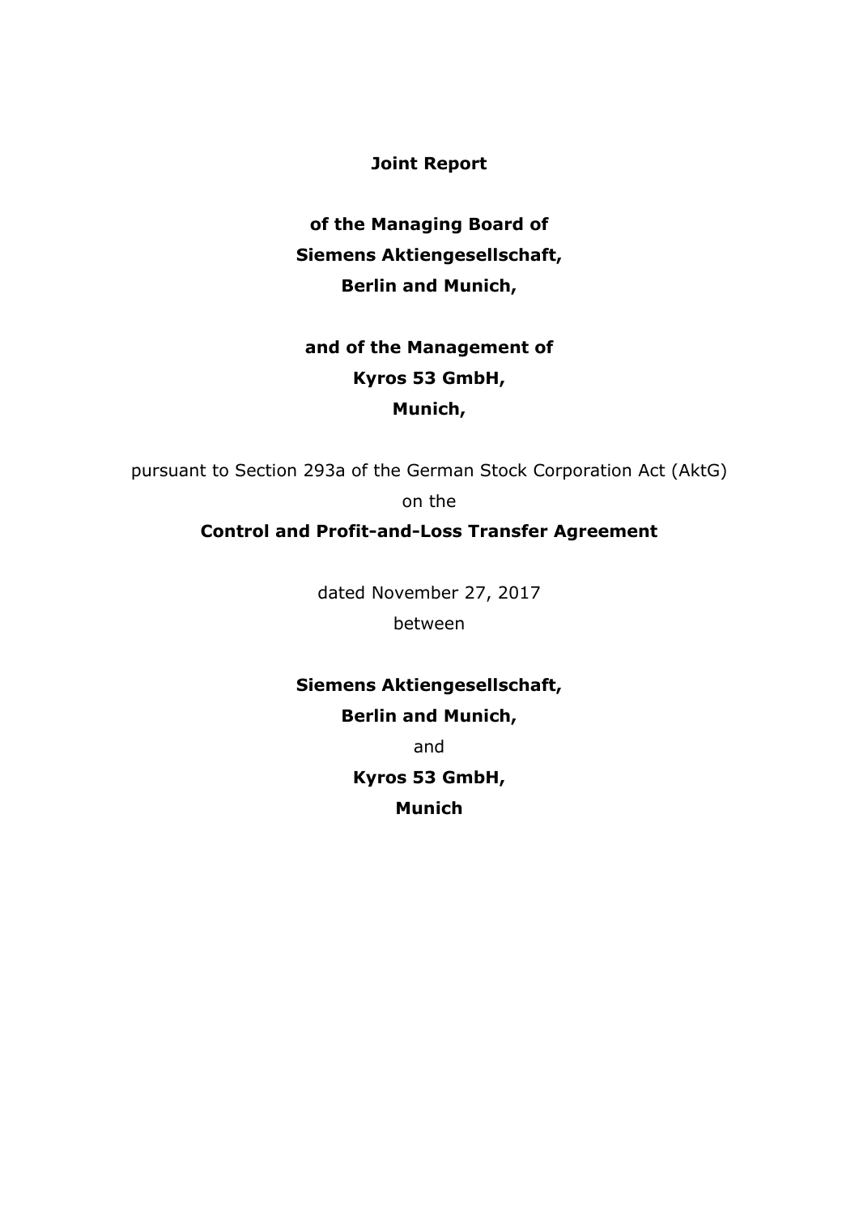**Joint Report**

**of the Managing Board of**
**Siemens Aktiengesellschaft,**
**Berlin and Munich,**

**and of the Management of**
**Kyros 53 GmbH,**
**Munich,**

pursuant to Section 293a of the German Stock Corporation Act (AktG)
on the

**Control and Profit-and-Loss Transfer Agreement**

dated November 27, 2017
between

**Siemens Aktiengesellschaft,**
**Berlin and Munich,**
and
**Kyros 53 GmbH,**
**Munich**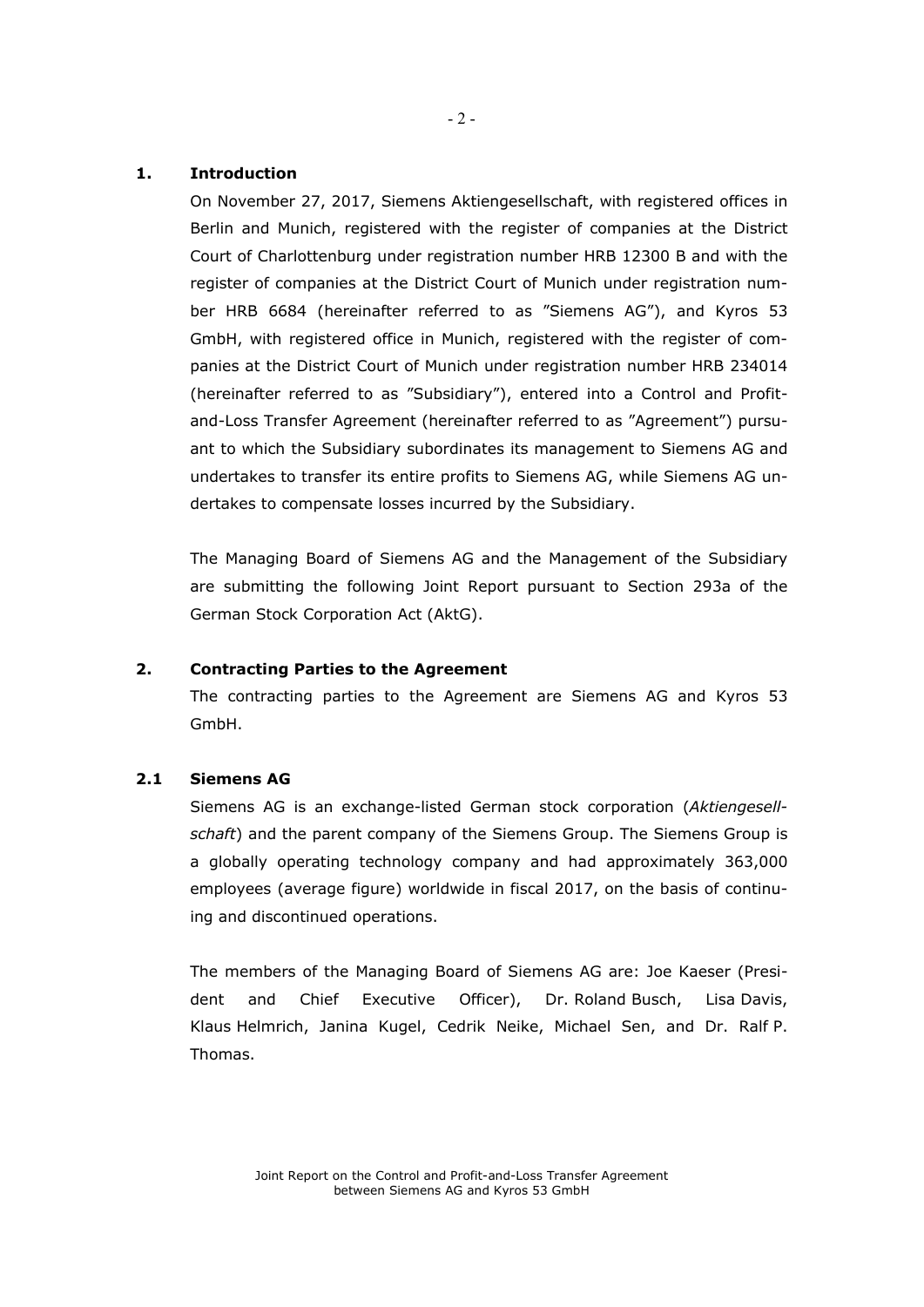## 1. Introduction

On November 27, 2017, Siemens Aktiengesellschaft, with registered offices in Berlin and Munich, registered with the register of companies at the District Court of Charlottenburg under registration number HRB 12300 B and with the register of companies at the District Court of Munich under registration number HRB 6684 (hereinafter referred to as "Siemens AG"), and Kyros 53 GmbH, with registered office in Munich, registered with the register of companies at the District Court of Munich under registration number HRB 234014 (hereinafter referred to as "Subsidiary"), entered into a Control and Profit-and-Loss Transfer Agreement (hereinafter referred to as "Agreement") pursuant to which the Subsidiary subordinates its management to Siemens AG and undertakes to transfer its entire profits to Siemens AG, while Siemens AG undertakes to compensate losses incurred by the Subsidiary.

The Managing Board of Siemens AG and the Management of the Subsidiary are submitting the following Joint Report pursuant to Section 293a of the German Stock Corporation Act (AktG).

## 2. Contracting Parties to the Agreement

The contracting parties to the Agreement are Siemens AG and Kyros 53 GmbH.

### 2.1 Siemens AG

Siemens AG is an exchange-listed German stock corporation (*Aktiengesellschaft*) and the parent company of the Siemens Group. The Siemens Group is a globally operating technology company and had approximately 363,000 employees (average figure) worldwide in fiscal 2017, on the basis of continuing and discontinued operations.

The members of the Managing Board of Siemens AG are: Joe Kaeser (President and Chief Executive Officer), Dr. Roland Busch, Lisa Davis, Klaus Helmrich, Janina Kugel, Cedrik Neike, Michael Sen, and Dr. Ralf P. Thomas.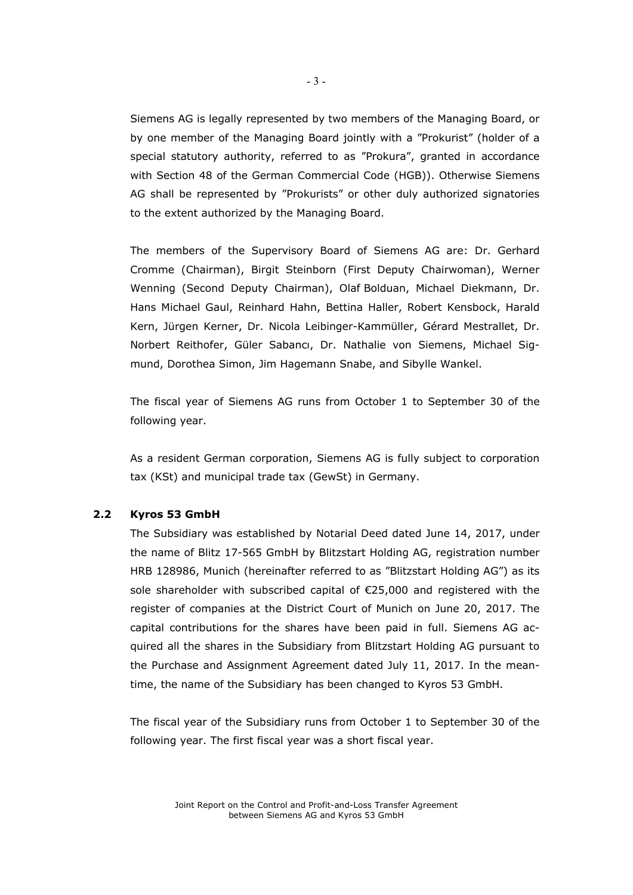Siemens AG is legally represented by two members of the Managing Board, or by one member of the Managing Board jointly with a "Prokurist" (holder of a special statutory authority, referred to as "Prokura", granted in accordance with Section 48 of the German Commercial Code (HGB)). Otherwise Siemens AG shall be represented by "Prokurists" or other duly authorized signatories to the extent authorized by the Managing Board.

The members of the Supervisory Board of Siemens AG are: Dr. Gerhard Cromme (Chairman), Birgit Steinborn (First Deputy Chairwoman), Werner Wenning (Second Deputy Chairman), Olaf Bolduan, Michael Diekmann, Dr. Hans Michael Gaul, Reinhard Hahn, Bettina Haller, Robert Kensbock, Harald Kern, Jürgen Kerner, Dr. Nicola Leibinger-Kammüller, Gérard Mestrallet, Dr. Norbert Reithofer, Güler Sabancı, Dr. Nathalie von Siemens, Michael Sigmund, Dorothea Simon, Jim Hagemann Snabe, and Sibylle Wankel.

The fiscal year of Siemens AG runs from October 1 to September 30 of the following year.

As a resident German corporation, Siemens AG is fully subject to corporation tax (KSt) and municipal trade tax (GewSt) in Germany.

## 2.2 Kyros 53 GmbH

The Subsidiary was established by Notarial Deed dated June 14, 2017, under the name of Blitz 17-565 GmbH by Blitzstart Holding AG, registration number HRB 128986, Munich (hereinafter referred to as "Blitzstart Holding AG") as its sole shareholder with subscribed capital of €25,000 and registered with the register of companies at the District Court of Munich on June 20, 2017. The capital contributions for the shares have been paid in full. Siemens AG acquired all the shares in the Subsidiary from Blitzstart Holding AG pursuant to the Purchase and Assignment Agreement dated July 11, 2017. In the meantime, the name of the Subsidiary has been changed to Kyros 53 GmbH.

The fiscal year of the Subsidiary runs from October 1 to September 30 of the following year. The first fiscal year was a short fiscal year.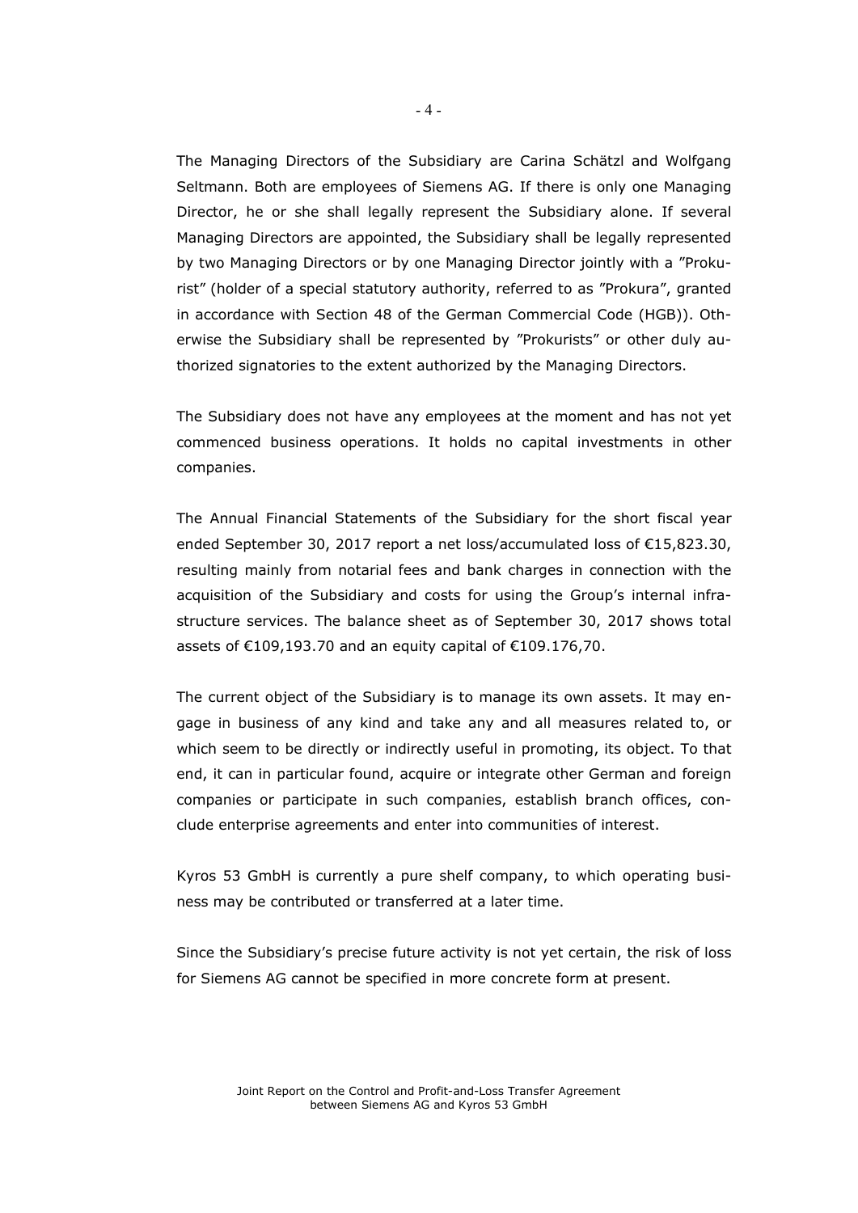The Managing Directors of the Subsidiary are Carina Schätzl and Wolfgang Seltmann. Both are employees of Siemens AG. If there is only one Managing Director, he or she shall legally represent the Subsidiary alone. If several Managing Directors are appointed, the Subsidiary shall be legally represented by two Managing Directors or by one Managing Director jointly with a "Prokurist" (holder of a special statutory authority, referred to as "Prokura", granted in accordance with Section 48 of the German Commercial Code (HGB)). Otherwise the Subsidiary shall be represented by "Prokurists" or other duly authorized signatories to the extent authorized by the Managing Directors.

The Subsidiary does not have any employees at the moment and has not yet commenced business operations. It holds no capital investments in other companies.

The Annual Financial Statements of the Subsidiary for the short fiscal year ended September 30, 2017 report a net loss/accumulated loss of €15,823.30, resulting mainly from notarial fees and bank charges in connection with the acquisition of the Subsidiary and costs for using the Group's internal infrastructure services. The balance sheet as of September 30, 2017 shows total assets of €109,193.70 and an equity capital of €109.176,70.

The current object of the Subsidiary is to manage its own assets. It may engage in business of any kind and take any and all measures related to, or which seem to be directly or indirectly useful in promoting, its object. To that end, it can in particular found, acquire or integrate other German and foreign companies or participate in such companies, establish branch offices, conclude enterprise agreements and enter into communities of interest.

Kyros 53 GmbH is currently a pure shelf company, to which operating business may be contributed or transferred at a later time.

Since the Subsidiary's precise future activity is not yet certain, the risk of loss for Siemens AG cannot be specified in more concrete form at present.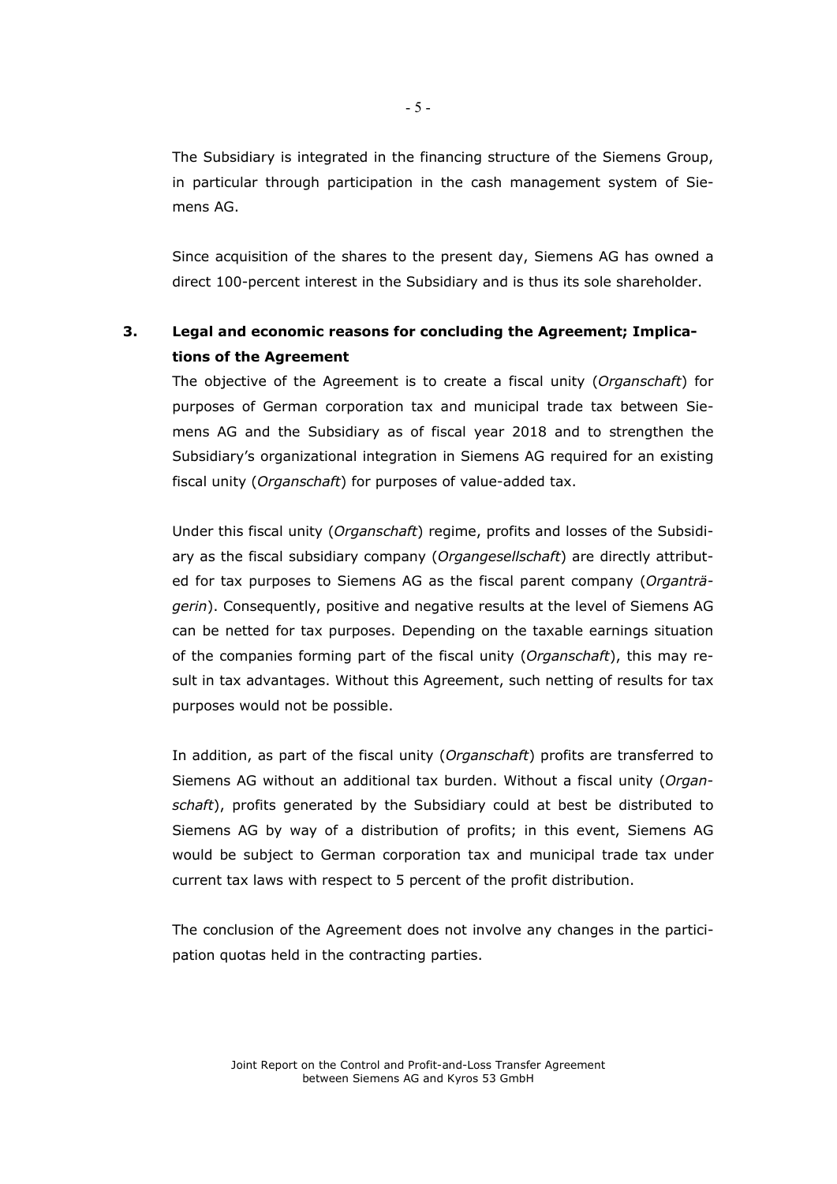The Subsidiary is integrated in the financing structure of the Siemens Group, in particular through participation in the cash management system of Siemens AG.

Since acquisition of the shares to the present day, Siemens AG has owned a direct 100-percent interest in the Subsidiary and is thus its sole shareholder.

## 3. Legal and economic reasons for concluding the Agreement; Implications of the Agreement

The objective of the Agreement is to create a fiscal unity (*Organschaft*) for purposes of German corporation tax and municipal trade tax between Siemens AG and the Subsidiary as of fiscal year 2018 and to strengthen the Subsidiary's organizational integration in Siemens AG required for an existing fiscal unity (*Organschaft*) for purposes of value-added tax.

Under this fiscal unity (*Organschaft*) regime, profits and losses of the Subsidiary as the fiscal subsidiary company (*Organgesellschaft*) are directly attributed for tax purposes to Siemens AG as the fiscal parent company (*Organträgerin*). Consequently, positive and negative results at the level of Siemens AG can be netted for tax purposes. Depending on the taxable earnings situation of the companies forming part of the fiscal unity (*Organschaft*), this may result in tax advantages. Without this Agreement, such netting of results for tax purposes would not be possible.

In addition, as part of the fiscal unity (*Organschaft*) profits are transferred to Siemens AG without an additional tax burden. Without a fiscal unity (*Organschaft*), profits generated by the Subsidiary could at best be distributed to Siemens AG by way of a distribution of profits; in this event, Siemens AG would be subject to German corporation tax and municipal trade tax under current tax laws with respect to 5 percent of the profit distribution.

The conclusion of the Agreement does not involve any changes in the participation quotas held in the contracting parties.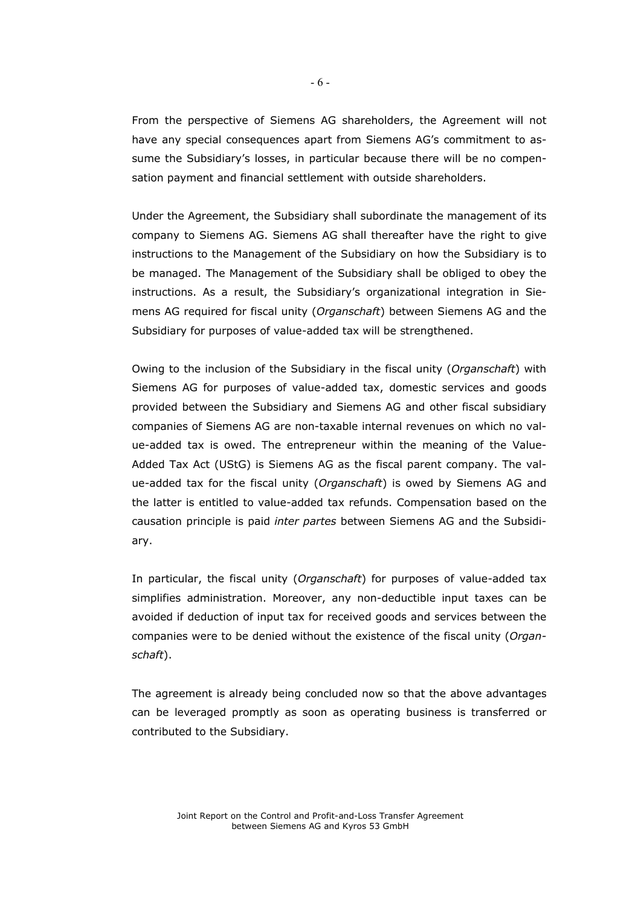From the perspective of Siemens AG shareholders, the Agreement will not have any special consequences apart from Siemens AG's commitment to assume the Subsidiary's losses, in particular because there will be no compensation payment and financial settlement with outside shareholders.

Under the Agreement, the Subsidiary shall subordinate the management of its company to Siemens AG. Siemens AG shall thereafter have the right to give instructions to the Management of the Subsidiary on how the Subsidiary is to be managed. The Management of the Subsidiary shall be obliged to obey the instructions. As a result, the Subsidiary's organizational integration in Siemens AG required for fiscal unity (*Organschaft*) between Siemens AG and the Subsidiary for purposes of value-added tax will be strengthened.

Owing to the inclusion of the Subsidiary in the fiscal unity (*Organschaft*) with Siemens AG for purposes of value-added tax, domestic services and goods provided between the Subsidiary and Siemens AG and other fiscal subsidiary companies of Siemens AG are non-taxable internal revenues on which no value-added tax is owed. The entrepreneur within the meaning of the Value-Added Tax Act (UStG) is Siemens AG as the fiscal parent company. The value-added tax for the fiscal unity (*Organschaft*) is owed by Siemens AG and the latter is entitled to value-added tax refunds. Compensation based on the causation principle is paid *inter partes* between Siemens AG and the Subsidiary.

In particular, the fiscal unity (*Organschaft*) for purposes of value-added tax simplifies administration. Moreover, any non-deductible input taxes can be avoided if deduction of input tax for received goods and services between the companies were to be denied without the existence of the fiscal unity (*Organschaft*).

The agreement is already being concluded now so that the above advantages can be leveraged promptly as soon as operating business is transferred or contributed to the Subsidiary.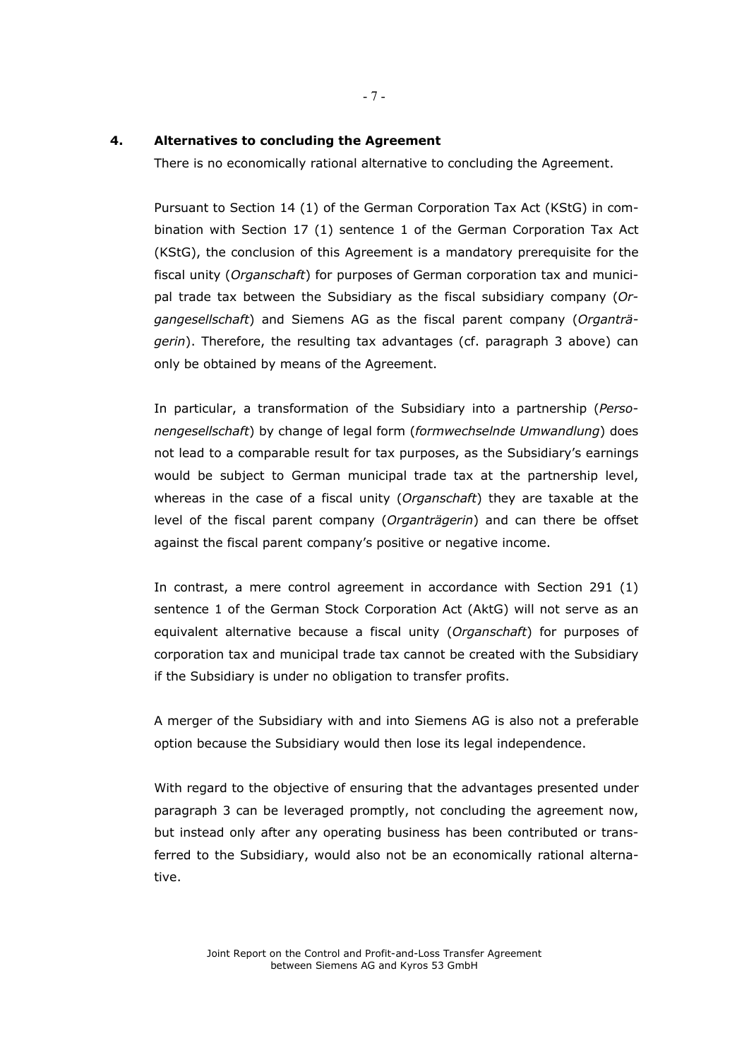## 4. Alternatives to concluding the Agreement

There is no economically rational alternative to concluding the Agreement.

Pursuant to Section 14 (1) of the German Corporation Tax Act (KStG) in combination with Section 17 (1) sentence 1 of the German Corporation Tax Act (KStG), the conclusion of this Agreement is a mandatory prerequisite for the fiscal unity (*Organschaft*) for purposes of German corporation tax and municipal trade tax between the Subsidiary as the fiscal subsidiary company (*Organgesellschaft*) and Siemens AG as the fiscal parent company (*Organträgerin*). Therefore, the resulting tax advantages (cf. paragraph 3 above) can only be obtained by means of the Agreement.

In particular, a transformation of the Subsidiary into a partnership (*Personengesellschaft*) by change of legal form (*formwechselnde Umwandlung*) does not lead to a comparable result for tax purposes, as the Subsidiary's earnings would be subject to German municipal trade tax at the partnership level, whereas in the case of a fiscal unity (*Organschaft*) they are taxable at the level of the fiscal parent company (*Organträgerin*) and can there be offset against the fiscal parent company's positive or negative income.

In contrast, a mere control agreement in accordance with Section 291 (1) sentence 1 of the German Stock Corporation Act (AktG) will not serve as an equivalent alternative because a fiscal unity (*Organschaft*) for purposes of corporation tax and municipal trade tax cannot be created with the Subsidiary if the Subsidiary is under no obligation to transfer profits.

A merger of the Subsidiary with and into Siemens AG is also not a preferable option because the Subsidiary would then lose its legal independence.

With regard to the objective of ensuring that the advantages presented under paragraph 3 can be leveraged promptly, not concluding the agreement now, but instead only after any operating business has been contributed or transferred to the Subsidiary, would also not be an economically rational alternative.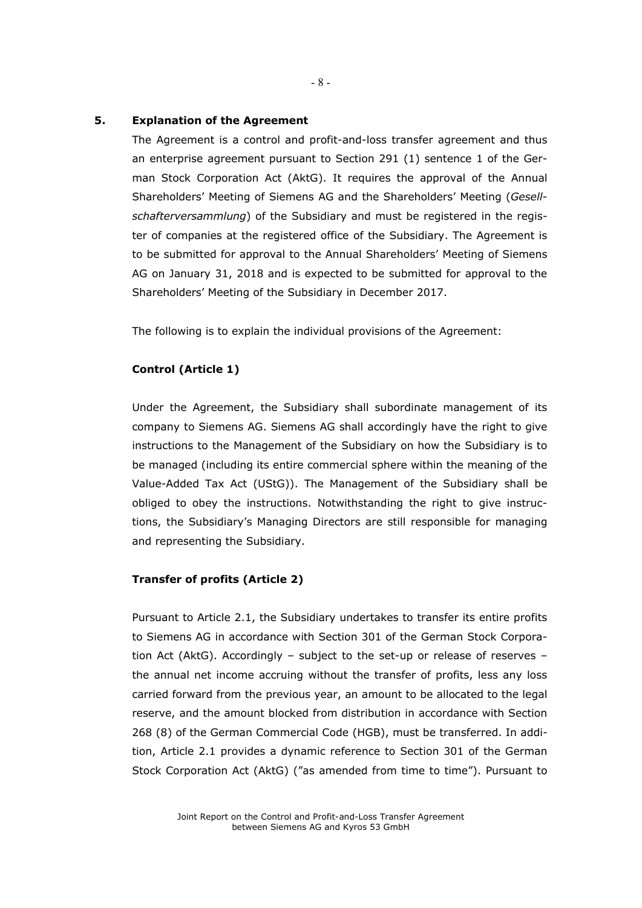## 5. Explanation of the Agreement

The Agreement is a control and profit-and-loss transfer agreement and thus an enterprise agreement pursuant to Section 291 (1) sentence 1 of the German Stock Corporation Act (AktG). It requires the approval of the Annual Shareholders' Meeting of Siemens AG and the Shareholders' Meeting (*Gesellschafterversammlung*) of the Subsidiary and must be registered in the register of companies at the registered office of the Subsidiary. The Agreement is to be submitted for approval to the Annual Shareholders' Meeting of Siemens AG on January 31, 2018 and is expected to be submitted for approval to the Shareholders' Meeting of the Subsidiary in December 2017.

The following is to explain the individual provisions of the Agreement:

### Control (Article 1)

Under the Agreement, the Subsidiary shall subordinate management of its company to Siemens AG. Siemens AG shall accordingly have the right to give instructions to the Management of the Subsidiary on how the Subsidiary is to be managed (including its entire commercial sphere within the meaning of the Value-Added Tax Act (UStG)). The Management of the Subsidiary shall be obliged to obey the instructions. Notwithstanding the right to give instructions, the Subsidiary's Managing Directors are still responsible for managing and representing the Subsidiary.

### Transfer of profits (Article 2)

Pursuant to Article 2.1, the Subsidiary undertakes to transfer its entire profits to Siemens AG in accordance with Section 301 of the German Stock Corporation Act (AktG). Accordingly – subject to the set-up or release of reserves – the annual net income accruing without the transfer of profits, less any loss carried forward from the previous year, an amount to be allocated to the legal reserve, and the amount blocked from distribution in accordance with Section 268 (8) of the German Commercial Code (HGB), must be transferred. In addition, Article 2.1 provides a dynamic reference to Section 301 of the German Stock Corporation Act (AktG) ("as amended from time to time"). Pursuant to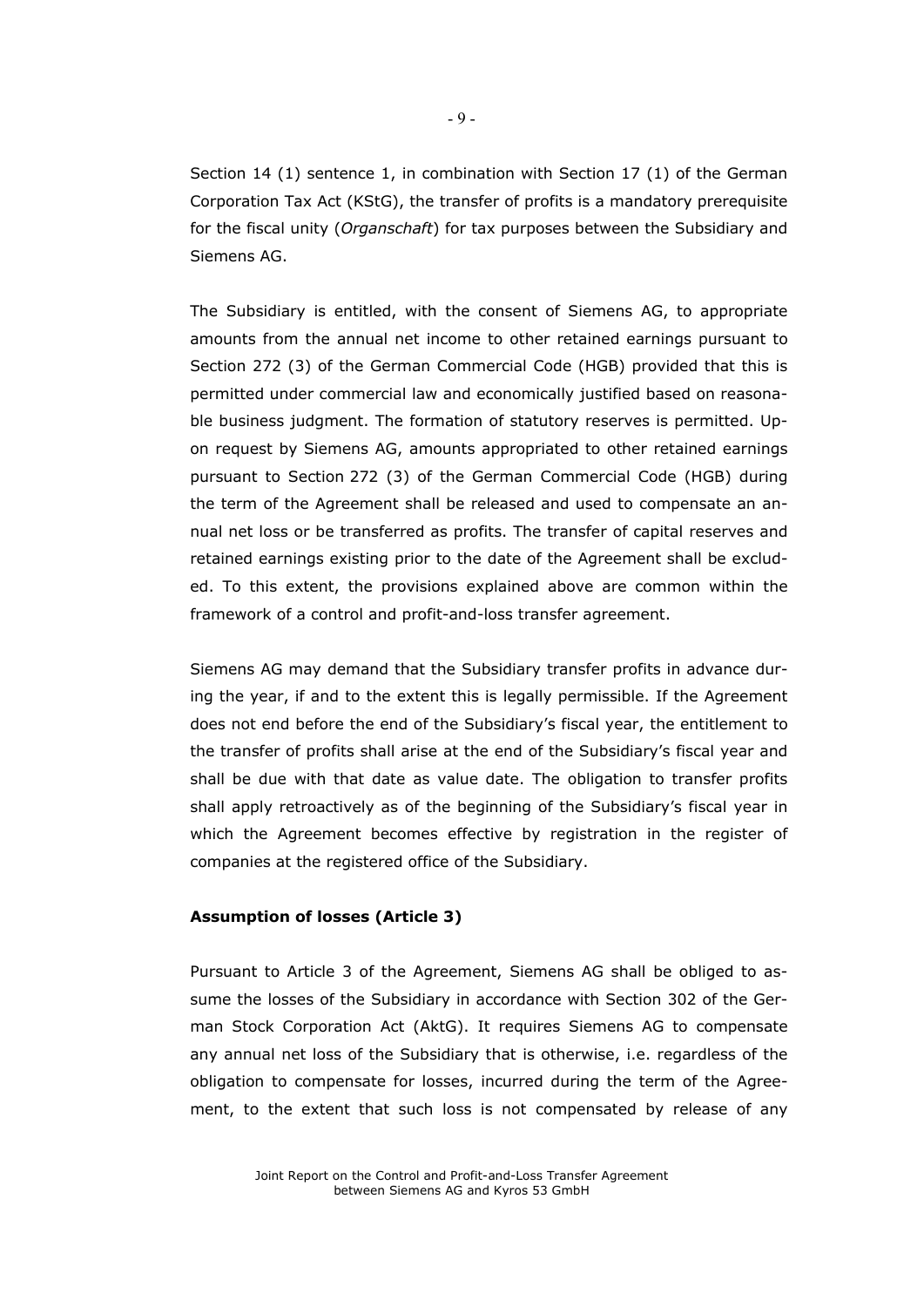Section 14 (1) sentence 1, in combination with Section 17 (1) of the German Corporation Tax Act (KStG), the transfer of profits is a mandatory prerequisite for the fiscal unity (*Organschaft*) for tax purposes between the Subsidiary and Siemens AG.

The Subsidiary is entitled, with the consent of Siemens AG, to appropriate amounts from the annual net income to other retained earnings pursuant to Section 272 (3) of the German Commercial Code (HGB) provided that this is permitted under commercial law and economically justified based on reasonable business judgment. The formation of statutory reserves is permitted. Upon request by Siemens AG, amounts appropriated to other retained earnings pursuant to Section 272 (3) of the German Commercial Code (HGB) during the term of the Agreement shall be released and used to compensate an annual net loss or be transferred as profits. The transfer of capital reserves and retained earnings existing prior to the date of the Agreement shall be excluded. To this extent, the provisions explained above are common within the framework of a control and profit-and-loss transfer agreement.

Siemens AG may demand that the Subsidiary transfer profits in advance during the year, if and to the extent this is legally permissible. If the Agreement does not end before the end of the Subsidiary's fiscal year, the entitlement to the transfer of profits shall arise at the end of the Subsidiary's fiscal year and shall be due with that date as value date. The obligation to transfer profits shall apply retroactively as of the beginning of the Subsidiary's fiscal year in which the Agreement becomes effective by registration in the register of companies at the registered office of the Subsidiary.

**Assumption of losses (Article 3)**

Pursuant to Article 3 of the Agreement, Siemens AG shall be obliged to assume the losses of the Subsidiary in accordance with Section 302 of the German Stock Corporation Act (AktG). It requires Siemens AG to compensate any annual net loss of the Subsidiary that is otherwise, i.e. regardless of the obligation to compensate for losses, incurred during the term of the Agreement, to the extent that such loss is not compensated by release of any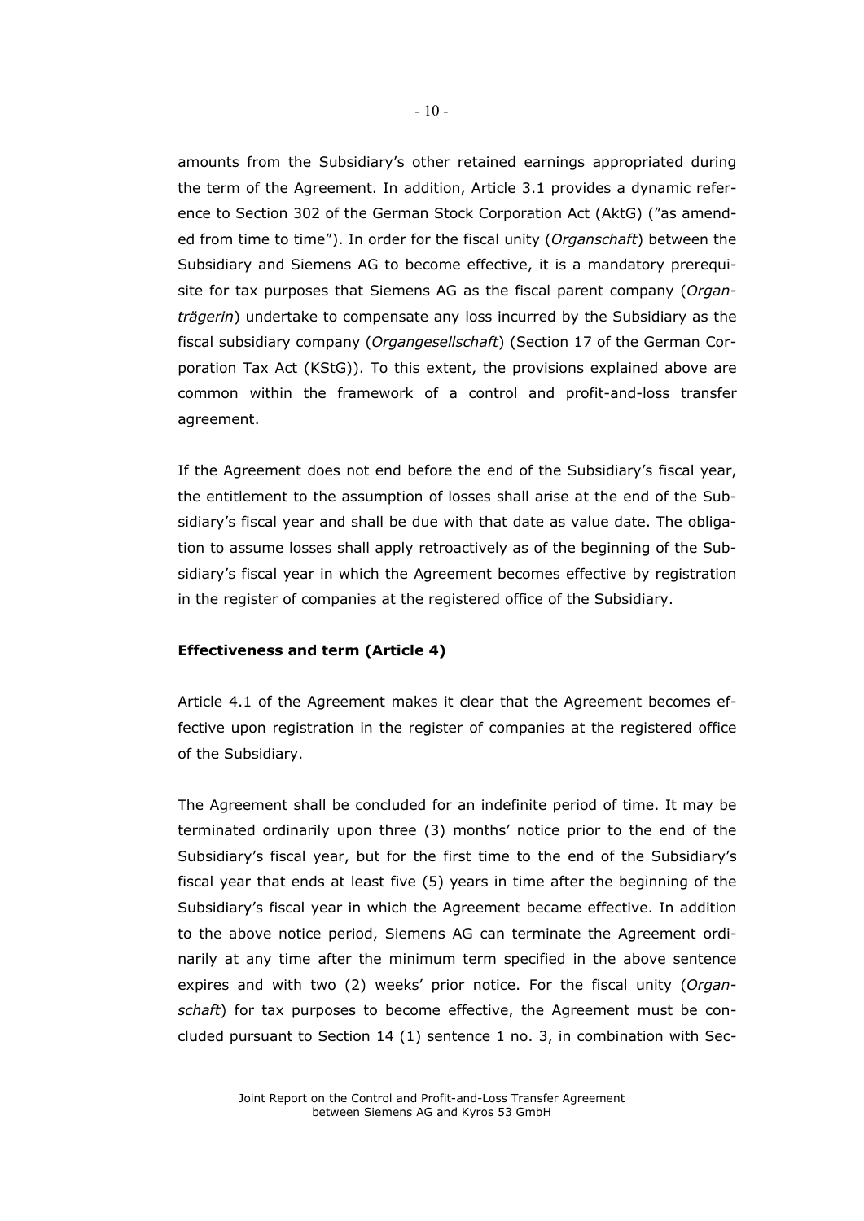amounts from the Subsidiary's other retained earnings appropriated during the term of the Agreement. In addition, Article 3.1 provides a dynamic reference to Section 302 of the German Stock Corporation Act (AktG) ("as amended from time to time"). In order for the fiscal unity (*Organschaft*) between the Subsidiary and Siemens AG to become effective, it is a mandatory prerequisite for tax purposes that Siemens AG as the fiscal parent company (*Organträgerin*) undertake to compensate any loss incurred by the Subsidiary as the fiscal subsidiary company (*Organgesellschaft*) (Section 17 of the German Corporation Tax Act (KStG)). To this extent, the provisions explained above are common within the framework of a control and profit-and-loss transfer agreement.

If the Agreement does not end before the end of the Subsidiary's fiscal year, the entitlement to the assumption of losses shall arise at the end of the Subsidiary's fiscal year and shall be due with that date as value date. The obligation to assume losses shall apply retroactively as of the beginning of the Subsidiary's fiscal year in which the Agreement becomes effective by registration in the register of companies at the registered office of the Subsidiary.

**Effectiveness and term (Article 4)**

Article 4.1 of the Agreement makes it clear that the Agreement becomes effective upon registration in the register of companies at the registered office of the Subsidiary.

The Agreement shall be concluded for an indefinite period of time. It may be terminated ordinarily upon three (3) months' notice prior to the end of the Subsidiary's fiscal year, but for the first time to the end of the Subsidiary's fiscal year that ends at least five (5) years in time after the beginning of the Subsidiary's fiscal year in which the Agreement became effective. In addition to the above notice period, Siemens AG can terminate the Agreement ordinarily at any time after the minimum term specified in the above sentence expires and with two (2) weeks' prior notice. For the fiscal unity (*Organschaft*) for tax purposes to become effective, the Agreement must be concluded pursuant to Section 14 (1) sentence 1 no. 3, in combination with Sec-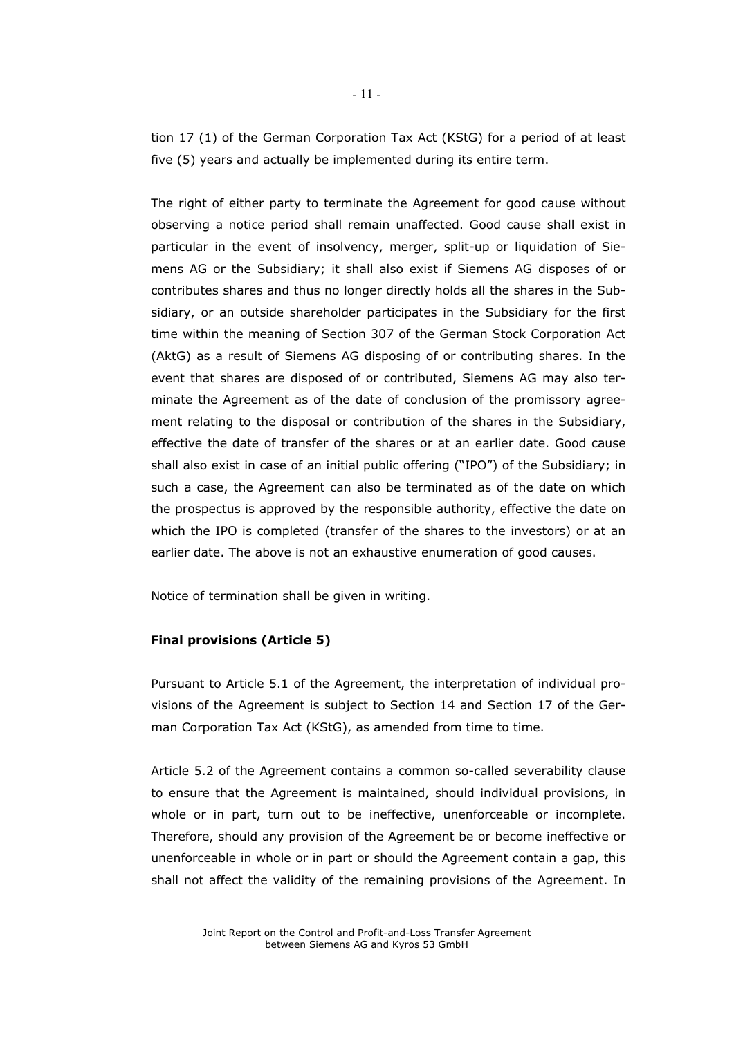tion 17 (1) of the German Corporation Tax Act (KStG) for a period of at least five (5) years and actually be implemented during its entire term.

The right of either party to terminate the Agreement for good cause without observing a notice period shall remain unaffected. Good cause shall exist in particular in the event of insolvency, merger, split-up or liquidation of Siemens AG or the Subsidiary; it shall also exist if Siemens AG disposes of or contributes shares and thus no longer directly holds all the shares in the Subsidiary, or an outside shareholder participates in the Subsidiary for the first time within the meaning of Section 307 of the German Stock Corporation Act (AktG) as a result of Siemens AG disposing of or contributing shares. In the event that shares are disposed of or contributed, Siemens AG may also terminate the Agreement as of the date of conclusion of the promissory agreement relating to the disposal or contribution of the shares in the Subsidiary, effective the date of transfer of the shares or at an earlier date. Good cause shall also exist in case of an initial public offering ("IPO") of the Subsidiary; in such a case, the Agreement can also be terminated as of the date on which the prospectus is approved by the responsible authority, effective the date on which the IPO is completed (transfer of the shares to the investors) or at an earlier date. The above is not an exhaustive enumeration of good causes.

Notice of termination shall be given in writing.

**Final provisions (Article 5)**

Pursuant to Article 5.1 of the Agreement, the interpretation of individual provisions of the Agreement is subject to Section 14 and Section 17 of the German Corporation Tax Act (KStG), as amended from time to time.

Article 5.2 of the Agreement contains a common so-called severability clause to ensure that the Agreement is maintained, should individual provisions, in whole or in part, turn out to be ineffective, unenforceable or incomplete. Therefore, should any provision of the Agreement be or become ineffective or unenforceable in whole or in part or should the Agreement contain a gap, this shall not affect the validity of the remaining provisions of the Agreement. In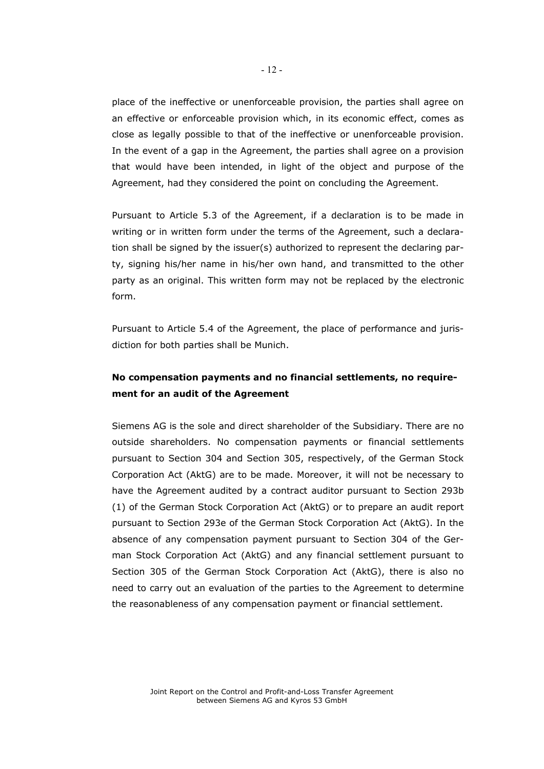place of the ineffective or unenforceable provision, the parties shall agree on an effective or enforceable provision which, in its economic effect, comes as close as legally possible to that of the ineffective or unenforceable provision. In the event of a gap in the Agreement, the parties shall agree on a provision that would have been intended, in light of the object and purpose of the Agreement, had they considered the point on concluding the Agreement.

Pursuant to Article 5.3 of the Agreement, if a declaration is to be made in writing or in written form under the terms of the Agreement, such a declaration shall be signed by the issuer(s) authorized to represent the declaring party, signing his/her name in his/her own hand, and transmitted to the other party as an original. This written form may not be replaced by the electronic form.

Pursuant to Article 5.4 of the Agreement, the place of performance and jurisdiction for both parties shall be Munich.

**No compensation payments and no financial settlements, no requirement for an audit of the Agreement**

Siemens AG is the sole and direct shareholder of the Subsidiary. There are no outside shareholders. No compensation payments or financial settlements pursuant to Section 304 and Section 305, respectively, of the German Stock Corporation Act (AktG) are to be made. Moreover, it will not be necessary to have the Agreement audited by a contract auditor pursuant to Section 293b (1) of the German Stock Corporation Act (AktG) or to prepare an audit report pursuant to Section 293e of the German Stock Corporation Act (AktG). In the absence of any compensation payment pursuant to Section 304 of the German Stock Corporation Act (AktG) and any financial settlement pursuant to Section 305 of the German Stock Corporation Act (AktG), there is also no need to carry out an evaluation of the parties to the Agreement to determine the reasonableness of any compensation payment or financial settlement.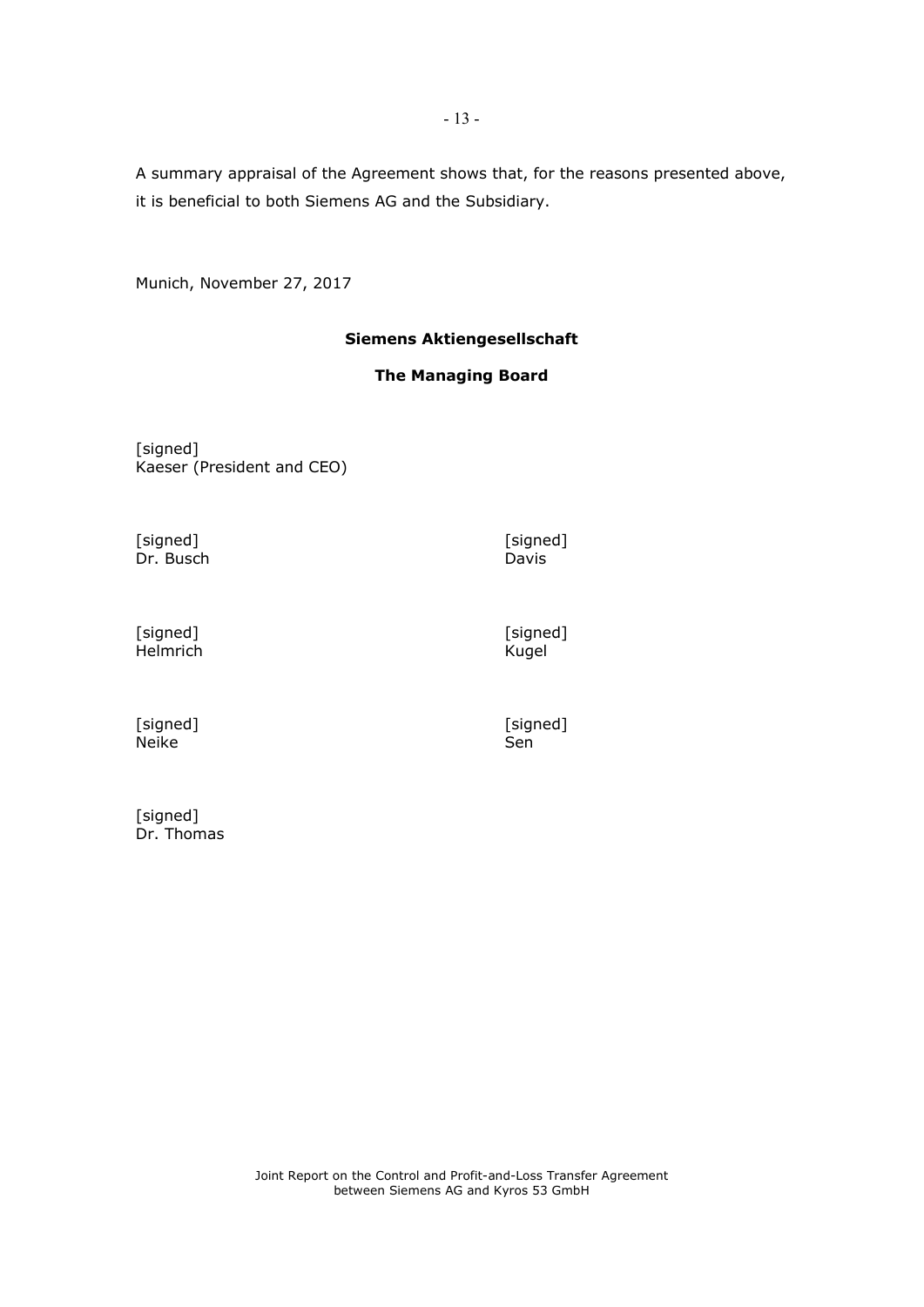A summary appraisal of the Agreement shows that, for the reasons presented above, it is beneficial to both Siemens AG and the Subsidiary.

Munich, November 27, 2017

**Siemens Aktiengesellschaft**

**The Managing Board**

[signed]
Kaeser (President and CEO)

[signed]
Dr. Busch

[signed]
Davis

[signed]
Helmrich

[signed]
Kugel

[signed]
Neike

[signed]
Sen

[signed]
Dr. Thomas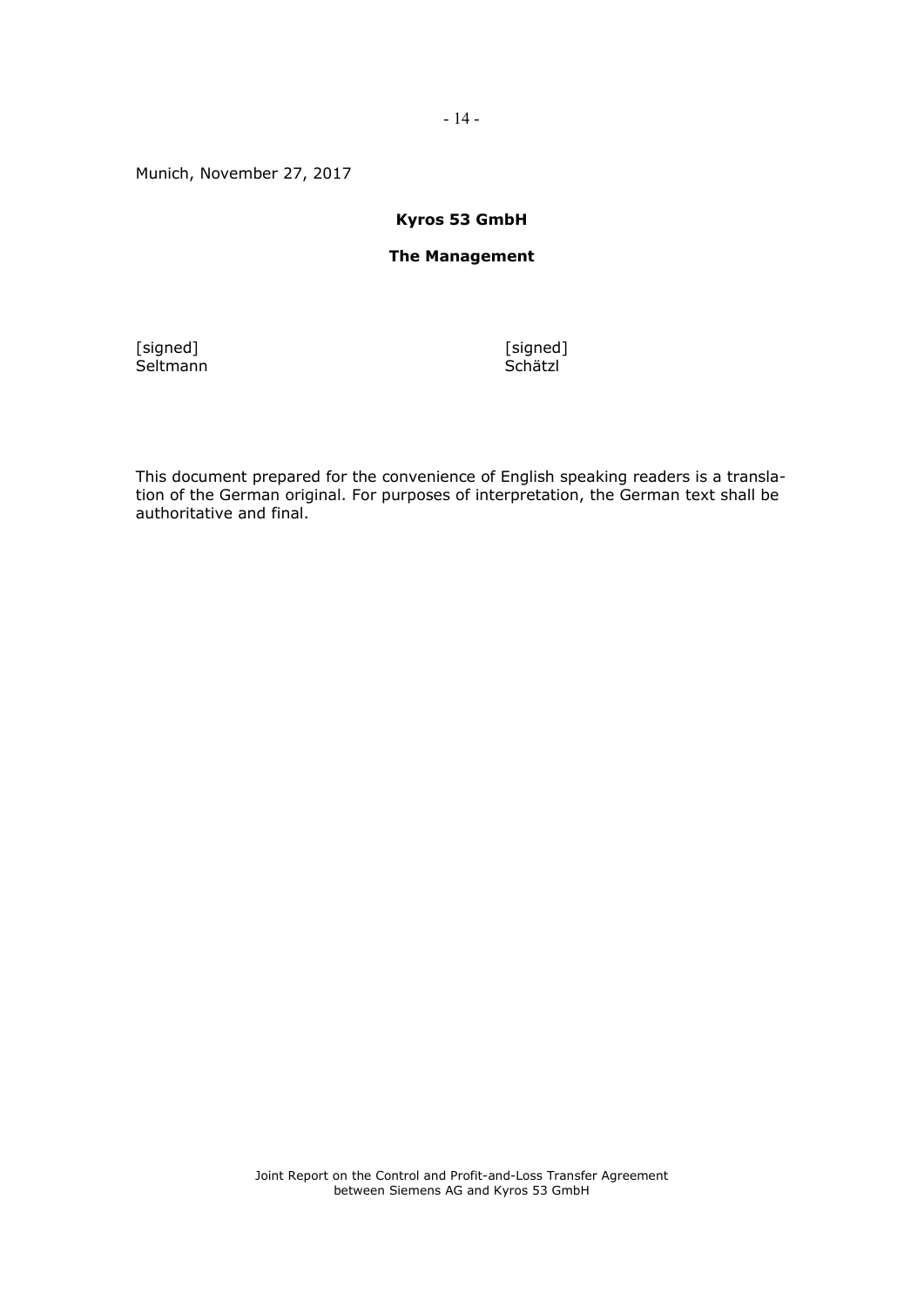Munich, November 27, 2017

**Kyros 53 GmbH**

**The Management**

| | |
|---|---|
| [signed] | [signed] |
| Seltmann | Schätzl |

This document prepared for the convenience of English speaking readers is a translation of the German original. For purposes of interpretation, the German text shall be authoritative and final.